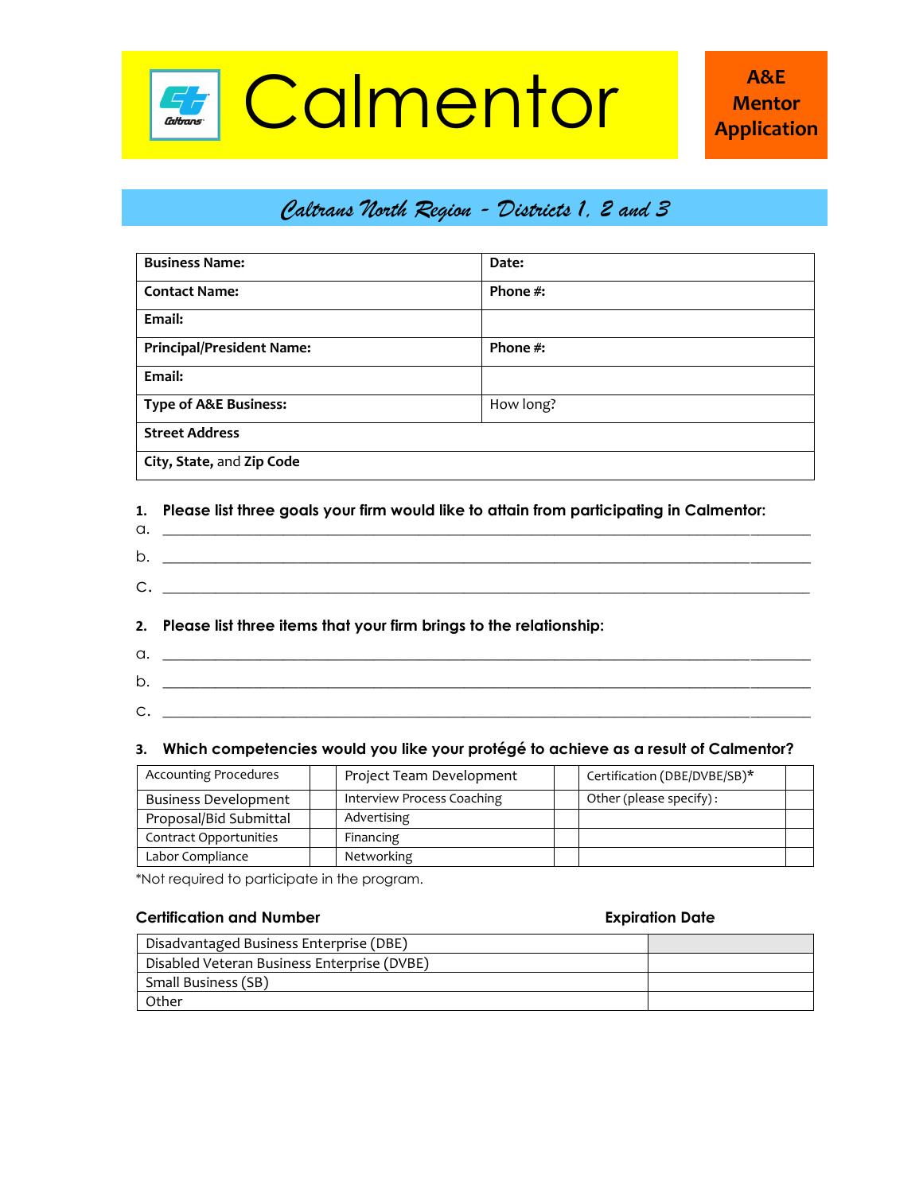# Calmentor

**A&E Mentor Application**

## *Caltrans North Region - Districts 1, 2 and 3*

| **Business Name:** | **Date:** |
|---|---|
| **Contact Name:** | **Phone #:** |
| **Email:** | |
| **Principal/President Name:** | **Phone #:** |
| **Email:** | |
| **Type of A&E Business:** | How long? |
| **Street Address** | |
| **City, State,** and **Zip Code** | |

**1. Please list three goals your firm would like to attain from participating in Calmentor:**

a. ______________________________________________________________________

b. ______________________________________________________________________

c. ______________________________________________________________________

**2. Please list three items that your firm brings to the relationship:**

a. ______________________________________________________________________

b. ______________________________________________________________________

c. ______________________________________________________________________

**3. Which competencies would you like your protégé to achieve as a result of Calmentor?**

| | | | | | |
|---|---|---|---|---|---|
| Accounting Procedures | | Project Team Development | | Certification (DBE/DVBE/SB)* | |
| Business Development | | Interview Process Coaching | | Other (please specify): | |
| Proposal/Bid Submittal | | Advertising | | | |
| Contract Opportunities | | Financing | | | |
| Labor Compliance | | Networking | | | |

*Not required to participate in the program.

| **Certification and Number** | **Expiration Date** |
|---|---|
| Disadvantaged Business Enterprise (DBE) | |
| Disabled Veteran Business Enterprise (DVBE) | |
| Small Business (SB) | |
| Other | |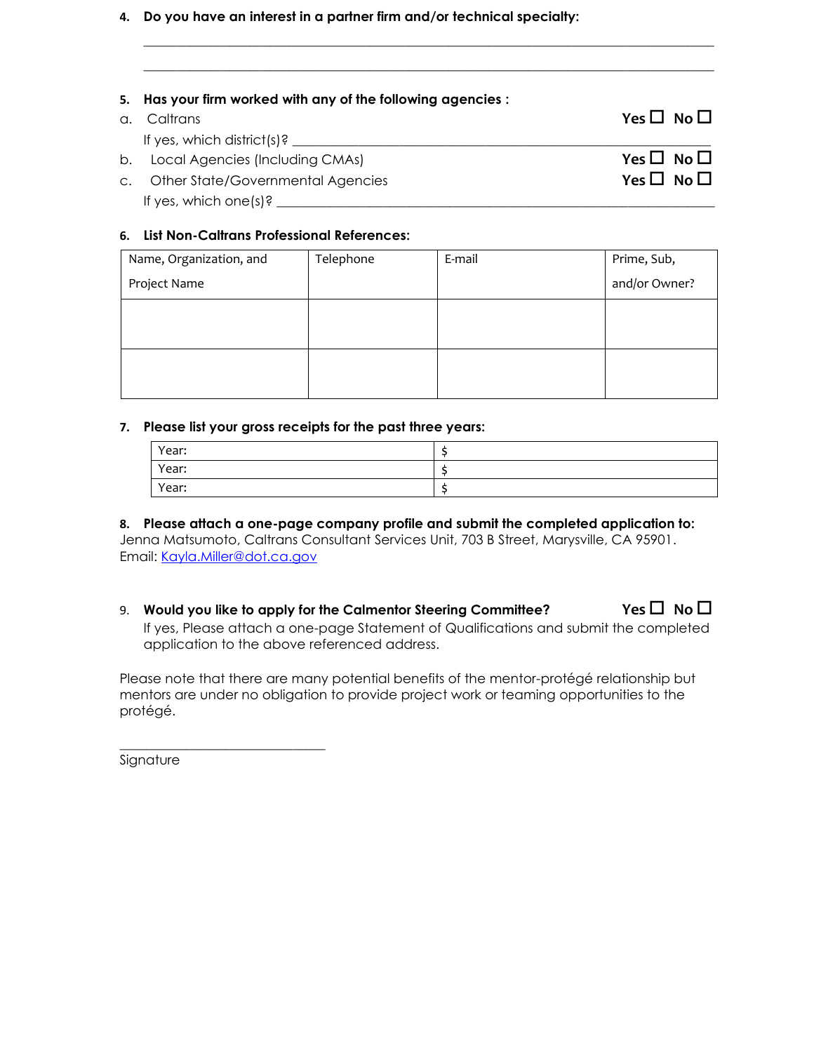**4. Do you have an interest in a partner firm and/or technical specialty:**

\_\_\_\_\_\_\_\_\_\_\_\_\_\_\_\_\_\_\_\_\_\_\_\_\_\_\_\_\_\_\_\_\_\_\_\_\_\_\_\_\_\_\_\_\_\_\_\_\_\_\_\_\_\_\_\_\_\_\_\_\_\_\_\_\_\_\_\_\_\_

\_\_\_\_\_\_\_\_\_\_\_\_\_\_\_\_\_\_\_\_\_\_\_\_\_\_\_\_\_\_\_\_\_\_\_\_\_\_\_\_\_\_\_\_\_\_\_\_\_\_\_\_\_\_\_\_\_\_\_\_\_\_\_\_\_\_\_\_\_\_

**5. Has your firm worked with any of the following agencies :**

a. Caltrans **Yes ☐ No ☐**

If yes, which district(s)? \_\_\_\_\_\_\_\_\_\_\_\_\_\_\_\_\_\_\_\_\_\_\_\_\_\_\_\_\_\_\_\_\_\_\_\_\_\_\_\_\_\_\_\_\_\_\_\_\_\_\_\_

b. Local Agencies (Including CMAs) **Yes ☐ No ☐**

c. Other State/Governmental Agencies **Yes ☐ No ☐**

If yes, which one(s)? \_\_\_\_\_\_\_\_\_\_\_\_\_\_\_\_\_\_\_\_\_\_\_\_\_\_\_\_\_\_\_\_\_\_\_\_\_\_\_\_\_\_\_\_\_\_\_\_\_\_\_\_\_\_

**6. List Non-Caltrans Professional References:**

| Name, Organization, and Project Name | Telephone | E-mail | Prime, Sub, and/or Owner? |
|---|---|---|---|
| | | | |
| | | | |

**7. Please list your gross receipts for the past three years:**

| | |
|---|---|
| Year: | $ |
| Year: | $ |
| Year: | $ |

**8. Please attach a one-page company profile and submit the completed application to:**
Jenna Matsumoto, Caltrans Consultant Services Unit, 703 B Street, Marysville, CA 95901.
Email: Kayla.Miller@dot.ca.gov

9. **Would you like to apply for the Calmentor Steering Committee?** **Yes ☐ No ☐**
If yes, Please attach a one-page Statement of Qualifications and submit the completed application to the above referenced address.

Please note that there are many potential benefits of the mentor-protégé relationship but mentors are under no obligation to provide project work or teaming opportunities to the protégé.

\_\_\_\_\_\_\_\_\_\_\_\_\_\_\_\_\_\_\_\_\_\_\_\_\_\_\_\_\_\_\_\_

Signature